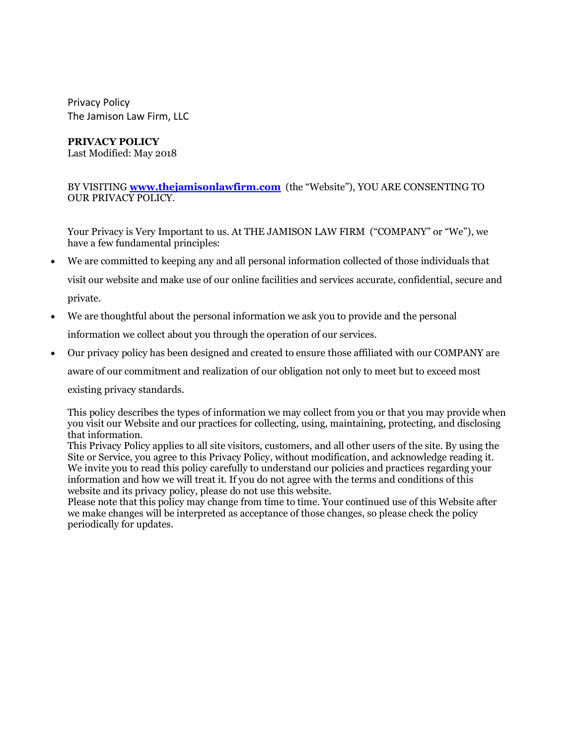Privacy Policy
The Jamison Law Firm, LLC

**PRIVACY POLICY**
Last Modified: May 2018

BY VISITING **www.thejamisonlawfirm.com** (the "Website"), YOU ARE CONSENTING TO OUR PRIVACY POLICY.

Your Privacy is Very Important to us. At THE JAMISON LAW FIRM ("COMPANY" or "We"), we have a few fundamental principles:

- We are committed to keeping any and all personal information collected of those individuals that visit our website and make use of our online facilities and services accurate, confidential, secure and private.
- We are thoughtful about the personal information we ask you to provide and the personal information we collect about you through the operation of our services.
- Our privacy policy has been designed and created to ensure those affiliated with our COMPANY are aware of our commitment and realization of our obligation not only to meet but to exceed most existing privacy standards.

This policy describes the types of information we may collect from you or that you may provide when you visit our Website and our practices for collecting, using, maintaining, protecting, and disclosing that information.
This Privacy Policy applies to all site visitors, customers, and all other users of the site. By using the Site or Service, you agree to this Privacy Policy, without modification, and acknowledge reading it. We invite you to read this policy carefully to understand our policies and practices regarding your information and how we will treat it. If you do not agree with the terms and conditions of this website and its privacy policy, please do not use this website.
Please note that this policy may change from time to time. Your continued use of this Website after we make changes will be interpreted as acceptance of those changes, so please check the policy periodically for updates.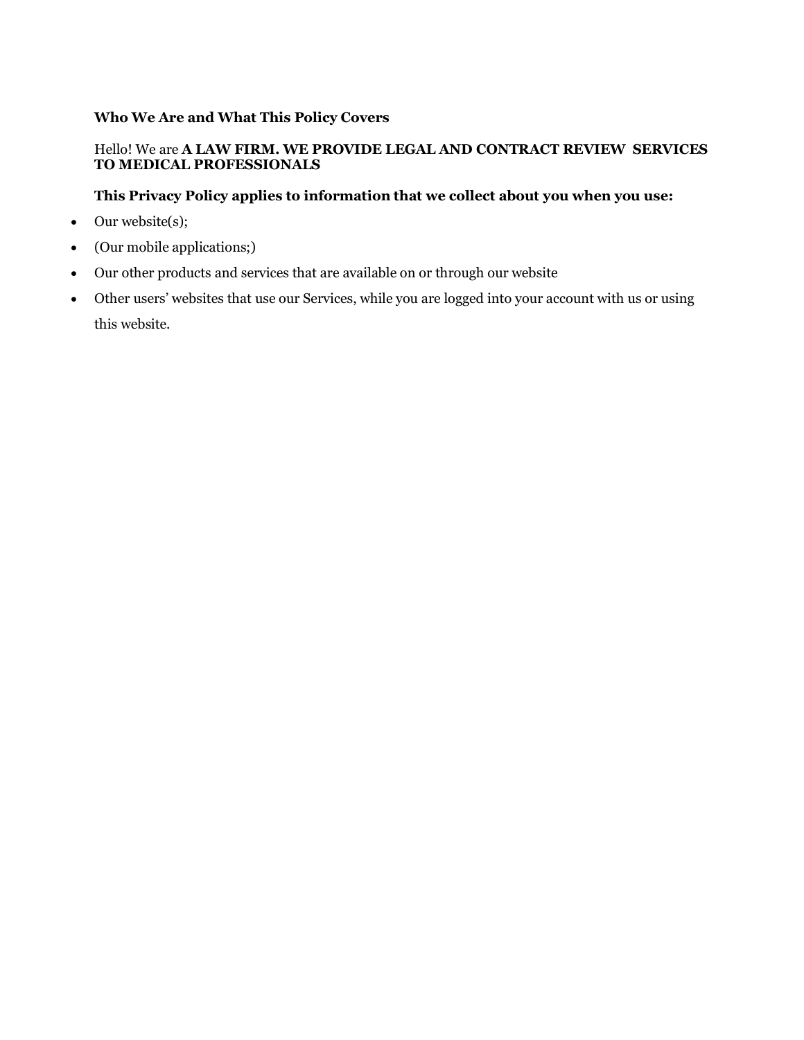**Who We Are and What This Policy Covers**

Hello! We are **A LAW FIRM. WE PROVIDE LEGAL AND CONTRACT REVIEW SERVICES TO MEDICAL PROFESSIONALS**

**This Privacy Policy applies to information that we collect about you when you use:**

- Our website(s);
- (Our mobile applications;)
- Our other products and services that are available on or through our website
- Other users' websites that use our Services, while you are logged into your account with us or using this website.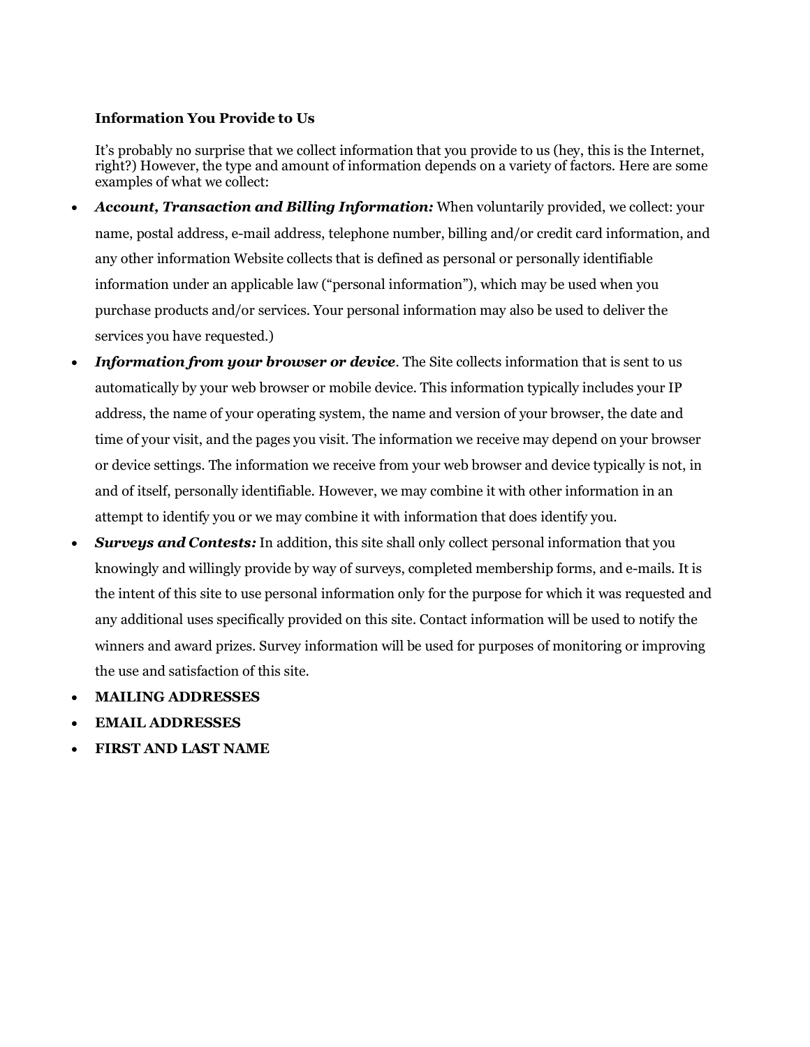**Information You Provide to Us**

It's probably no surprise that we collect information that you provide to us (hey, this is the Internet, right?) However, the type and amount of information depends on a variety of factors. Here are some examples of what we collect:

- ***Account, Transaction and Billing Information:*** When voluntarily provided, we collect: your name, postal address, e-mail address, telephone number, billing and/or credit card information, and any other information Website collects that is defined as personal or personally identifiable information under an applicable law ("personal information"), which may be used when you purchase products and/or services. Your personal information may also be used to deliver the services you have requested.)
- ***Information from your browser or device***. The Site collects information that is sent to us automatically by your web browser or mobile device. This information typically includes your IP address, the name of your operating system, the name and version of your browser, the date and time of your visit, and the pages you visit. The information we receive may depend on your browser or device settings. The information we receive from your web browser and device typically is not, in and of itself, personally identifiable. However, we may combine it with other information in an attempt to identify you or we may combine it with information that does identify you.
- ***Surveys and Contests:*** In addition, this site shall only collect personal information that you knowingly and willingly provide by way of surveys, completed membership forms, and e-mails. It is the intent of this site to use personal information only for the purpose for which it was requested and any additional uses specifically provided on this site. Contact information will be used to notify the winners and award prizes. Survey information will be used for purposes of monitoring or improving the use and satisfaction of this site.
- **MAILING ADDRESSES**
- **EMAIL ADDRESSES**
- **FIRST AND LAST NAME**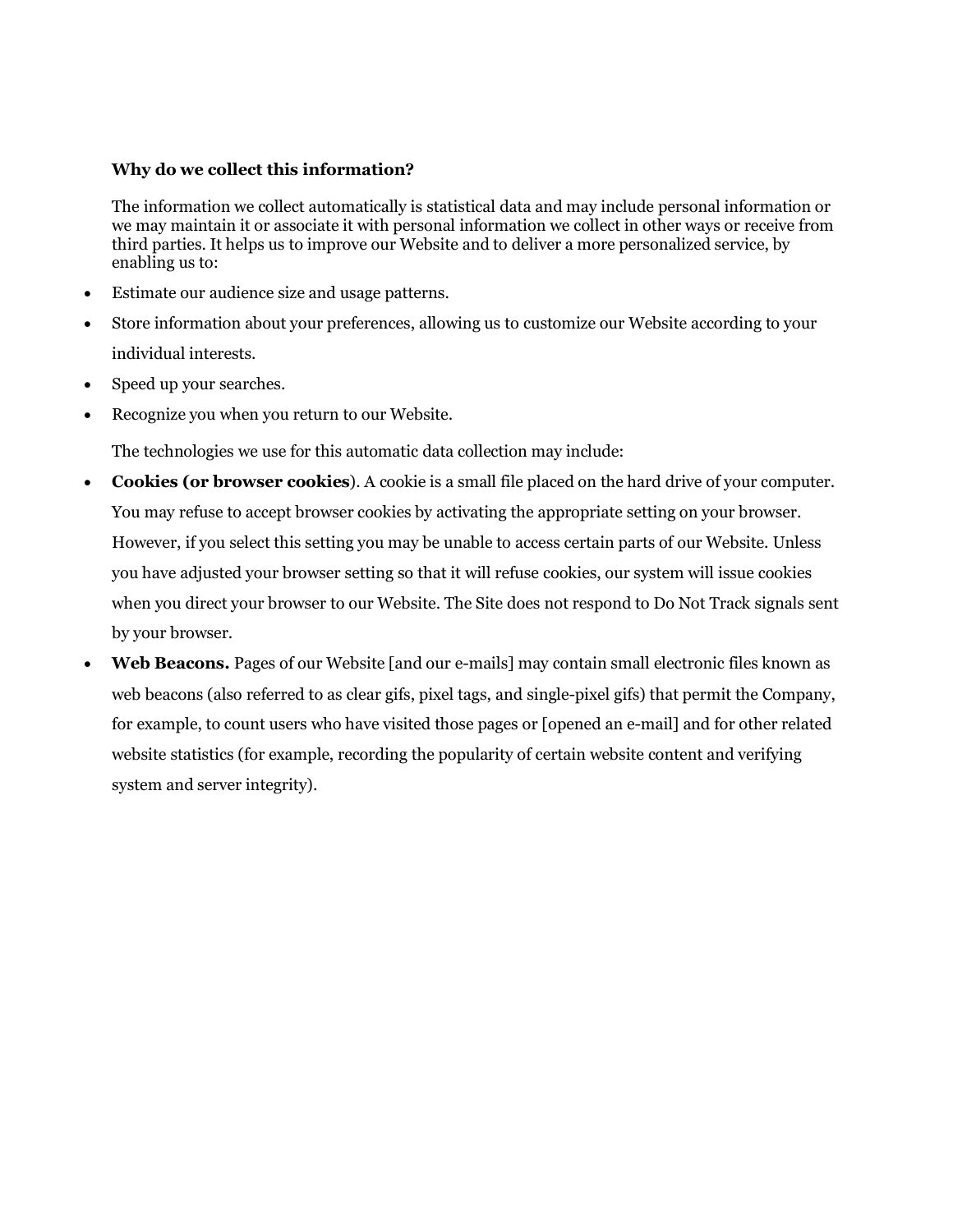**Why do we collect this information?**

The information we collect automatically is statistical data and may include personal information or we may maintain it or associate it with personal information we collect in other ways or receive from third parties. It helps us to improve our Website and to deliver a more personalized service, by enabling us to:

- Estimate our audience size and usage patterns.
- Store information about your preferences, allowing us to customize our Website according to your individual interests.
- Speed up your searches.
- Recognize you when you return to our Website.

The technologies we use for this automatic data collection may include:

- **Cookies (or browser cookies**). A cookie is a small file placed on the hard drive of your computer. You may refuse to accept browser cookies by activating the appropriate setting on your browser. However, if you select this setting you may be unable to access certain parts of our Website. Unless you have adjusted your browser setting so that it will refuse cookies, our system will issue cookies when you direct your browser to our Website. The Site does not respond to Do Not Track signals sent by your browser.
- **Web Beacons.** Pages of our Website [and our e-mails] may contain small electronic files known as web beacons (also referred to as clear gifs, pixel tags, and single-pixel gifs) that permit the Company, for example, to count users who have visited those pages or [opened an e-mail] and for other related website statistics (for example, recording the popularity of certain website content and verifying system and server integrity).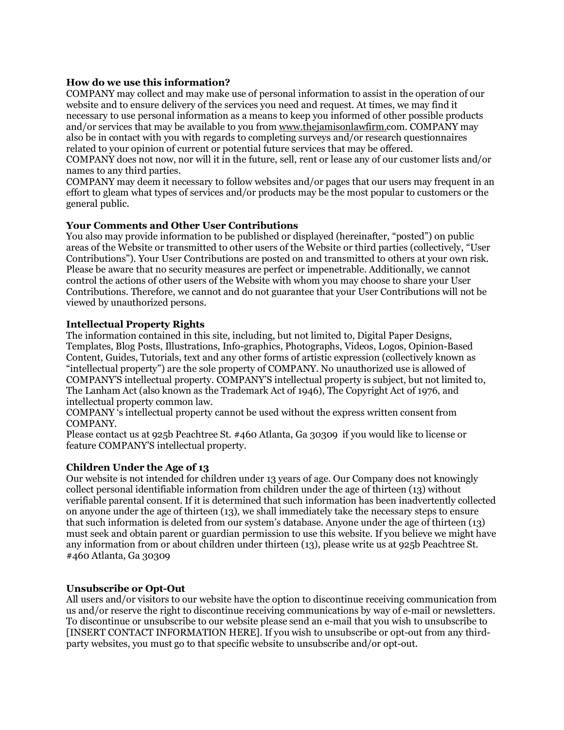**How do we use this information?**

COMPANY may collect and may make use of personal information to assist in the operation of our website and to ensure delivery of the services you need and request. At times, we may find it necessary to use personal information as a means to keep you informed of other possible products and/or services that may be available to you from www.thejamisonlawfirm.com. COMPANY may also be in contact with you with regards to completing surveys and/or research questionnaires related to your opinion of current or potential future services that may be offered.

COMPANY does not now, nor will it in the future, sell, rent or lease any of our customer lists and/or names to any third parties.

COMPANY may deem it necessary to follow websites and/or pages that our users may frequent in an effort to gleam what types of services and/or products may be the most popular to customers or the general public.

**Your Comments and Other User Contributions**

You also may provide information to be published or displayed (hereinafter, "posted") on public areas of the Website or transmitted to other users of the Website or third parties (collectively, "User Contributions"). Your User Contributions are posted on and transmitted to others at your own risk. Please be aware that no security measures are perfect or impenetrable. Additionally, we cannot control the actions of other users of the Website with whom you may choose to share your User Contributions. Therefore, we cannot and do not guarantee that your User Contributions will not be viewed by unauthorized persons.

**Intellectual Property Rights**

The information contained in this site, including, but not limited to, Digital Paper Designs, Templates, Blog Posts, Illustrations, Info-graphics, Photographs, Videos, Logos, Opinion-Based Content, Guides, Tutorials, text and any other forms of artistic expression (collectively known as "intellectual property") are the sole property of COMPANY. No unauthorized use is allowed of COMPANY'S intellectual property. COMPANY'S intellectual property is subject, but not limited to, The Lanham Act (also known as the Trademark Act of 1946), The Copyright Act of 1976, and intellectual property common law.

COMPANY 's intellectual property cannot be used without the express written consent from COMPANY.

Please contact us at 925b Peachtree St. #460 Atlanta, Ga 30309 if you would like to license or feature COMPANY'S intellectual property.

**Children Under the Age of 13**

Our website is not intended for children under 13 years of age. Our Company does not knowingly collect personal identifiable information from children under the age of thirteen (13) without verifiable parental consent. If it is determined that such information has been inadvertently collected on anyone under the age of thirteen (13), we shall immediately take the necessary steps to ensure that such information is deleted from our system's database. Anyone under the age of thirteen (13) must seek and obtain parent or guardian permission to use this website. If you believe we might have any information from or about children under thirteen (13), please write us at 925b Peachtree St. #460 Atlanta, Ga 30309

**Unsubscribe or Opt-Out**

All users and/or visitors to our website have the option to discontinue receiving communication from us and/or reserve the right to discontinue receiving communications by way of e-mail or newsletters. To discontinue or unsubscribe to our website please send an e-mail that you wish to unsubscribe to [INSERT CONTACT INFORMATION HERE]. If you wish to unsubscribe or opt-out from any third-party websites, you must go to that specific website to unsubscribe and/or opt-out.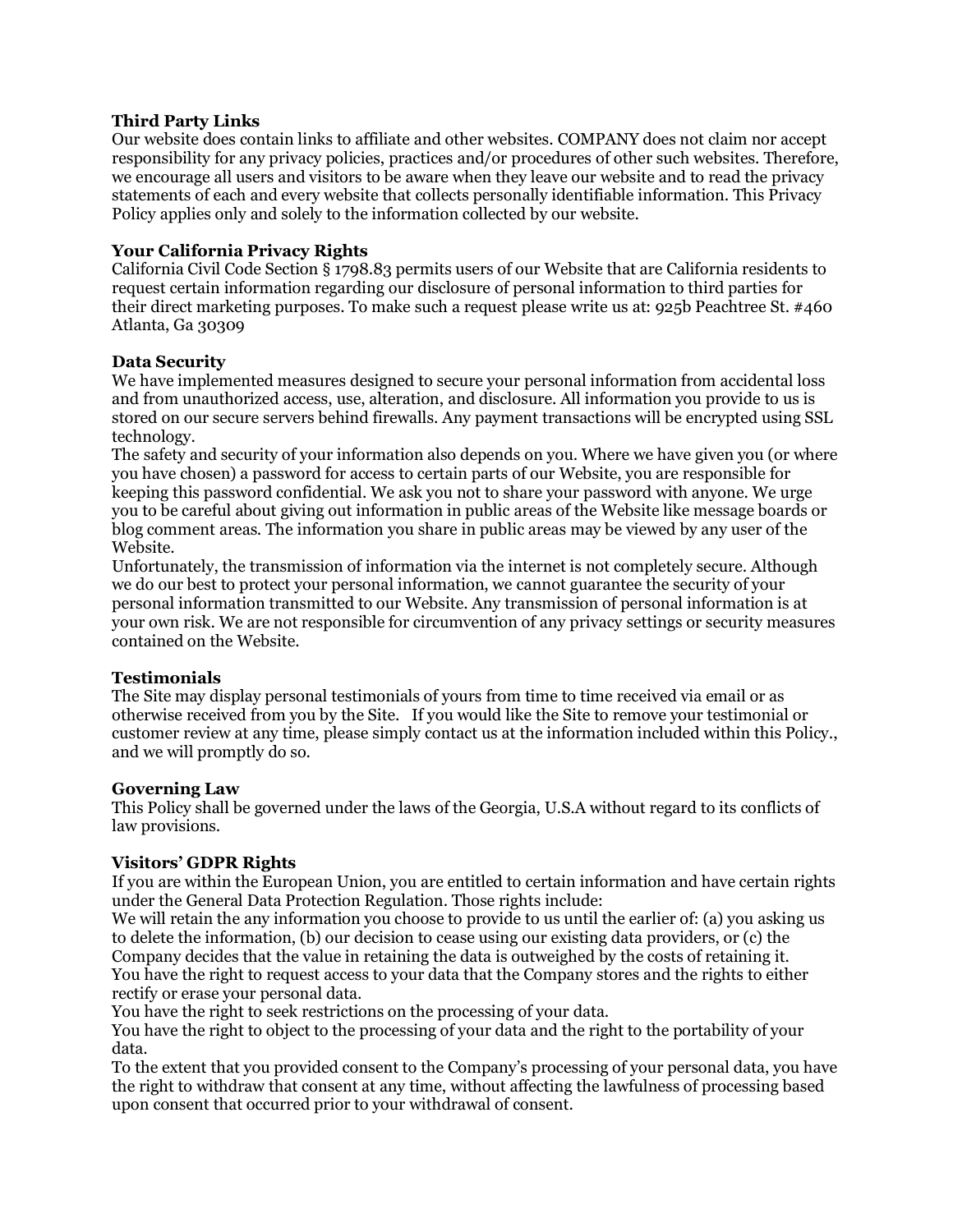**Third Party Links**
Our website does contain links to affiliate and other websites. COMPANY does not claim nor accept responsibility for any privacy policies, practices and/or procedures of other such websites. Therefore, we encourage all users and visitors to be aware when they leave our website and to read the privacy statements of each and every website that collects personally identifiable information. This Privacy Policy applies only and solely to the information collected by our website.

**Your California Privacy Rights**
California Civil Code Section § 1798.83 permits users of our Website that are California residents to request certain information regarding our disclosure of personal information to third parties for their direct marketing purposes. To make such a request please write us at: 925b Peachtree St. #460 Atlanta, Ga 30309

**Data Security**
We have implemented measures designed to secure your personal information from accidental loss and from unauthorized access, use, alteration, and disclosure. All information you provide to us is stored on our secure servers behind firewalls. Any payment transactions will be encrypted using SSL technology.
The safety and security of your information also depends on you. Where we have given you (or where you have chosen) a password for access to certain parts of our Website, you are responsible for keeping this password confidential. We ask you not to share your password with anyone. We urge you to be careful about giving out information in public areas of the Website like message boards or blog comment areas. The information you share in public areas may be viewed by any user of the Website.
Unfortunately, the transmission of information via the internet is not completely secure. Although we do our best to protect your personal information, we cannot guarantee the security of your personal information transmitted to our Website. Any transmission of personal information is at your own risk. We are not responsible for circumvention of any privacy settings or security measures contained on the Website.

**Testimonials**
The Site may display personal testimonials of yours from time to time received via email or as otherwise received from you by the Site. If you would like the Site to remove your testimonial or customer review at any time, please simply contact us at the information included within this Policy., and we will promptly do so.

**Governing Law**
This Policy shall be governed under the laws of the Georgia, U.S.A without regard to its conflicts of law provisions.

**Visitors' GDPR Rights**
If you are within the European Union, you are entitled to certain information and have certain rights under the General Data Protection Regulation. Those rights include:
We will retain the any information you choose to provide to us until the earlier of: (a) you asking us to delete the information, (b) our decision to cease using our existing data providers, or (c) the Company decides that the value in retaining the data is outweighed by the costs of retaining it.
You have the right to request access to your data that the Company stores and the rights to either rectify or erase your personal data.
You have the right to seek restrictions on the processing of your data.
You have the right to object to the processing of your data and the right to the portability of your data.
To the extent that you provided consent to the Company's processing of your personal data, you have the right to withdraw that consent at any time, without affecting the lawfulness of processing based upon consent that occurred prior to your withdrawal of consent.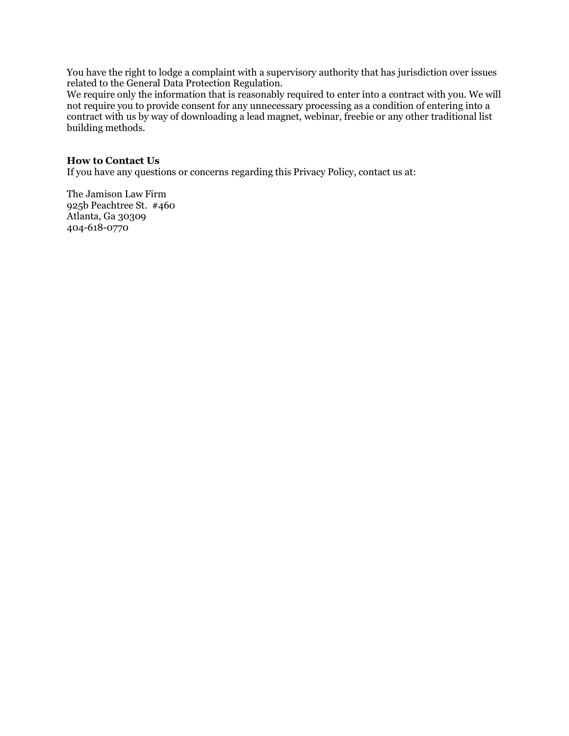You have the right to lodge a complaint with a supervisory authority that has jurisdiction over issues related to the General Data Protection Regulation.
We require only the information that is reasonably required to enter into a contract with you. We will not require you to provide consent for any unnecessary processing as a condition of entering into a contract with us by way of downloading a lead magnet, webinar, freebie or any other traditional list building methods.

**How to Contact Us**
If you have any questions or concerns regarding this Privacy Policy, contact us at:

The Jamison Law Firm
925b Peachtree St. #460
Atlanta, Ga 30309
404-618-0770